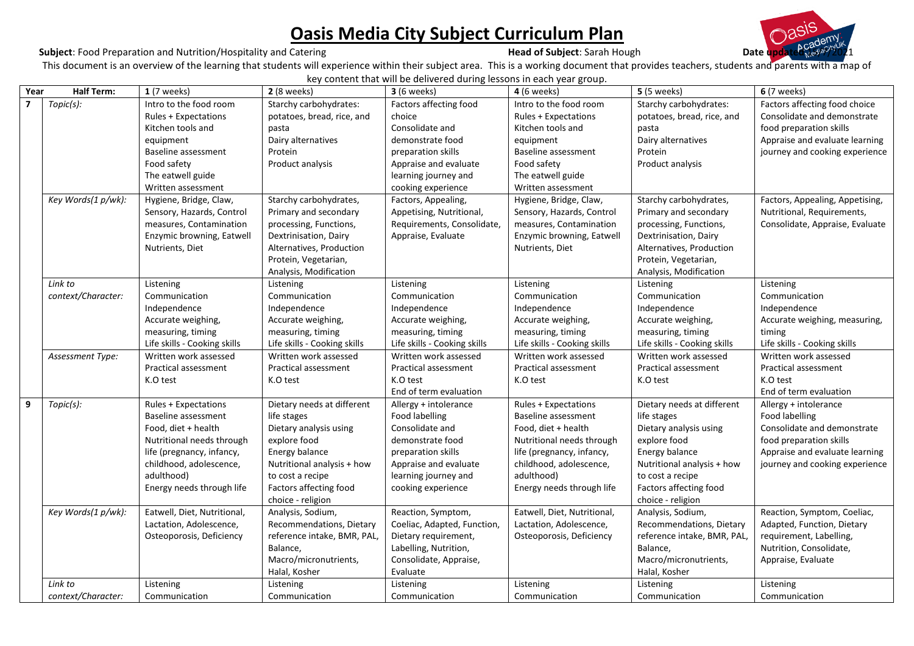# Oasis Media City Subject Curriculum Plan

**Subject**: Food Preparation and Nutrition/Hospitality and Catering **Head of Subject**: Sarah Hough **Date updated**: 2021

This document is an overview of the learning that students will experience within their subject area. This is a working document that provides teachers, students and parents with a map of key content that will be delivered during lessons in each year group.

| Year | Half Term: | **1** (7 weeks) | **2** (8 weeks) | **3** (6 weeks) | **4** (6 weeks) | **5** (5 weeks) | **6** (7 weeks) |
|---|---|---|---|---|---|---|---|
| **7** | *Topic(s):* | Intro to the food room<br>Rules + Expectations<br>Kitchen tools and equipment<br>Baseline assessment<br>Food safety<br>The eatwell guide<br>Written assessment | Starchy carbohydrates: potatoes, bread, rice, and pasta<br>Dairy alternatives<br>Protein<br>Product analysis | Factors affecting food choice<br>Consolidate and demonstrate food preparation skills<br>Appraise and evaluate learning journey and cooking experience | Intro to the food room<br>Rules + Expectations<br>Kitchen tools and equipment<br>Baseline assessment<br>Food safety<br>The eatwell guide<br>Written assessment | Starchy carbohydrates: potatoes, bread, rice, and pasta<br>Dairy alternatives<br>Protein<br>Product analysis | Factors affecting food choice<br>Consolidate and demonstrate food preparation skills<br>Appraise and evaluate learning journey and cooking experience |
| | *Key Words(1 p/wk):* | Hygiene, Bridge, Claw, Sensory, Hazards, Control measures, Contamination Enzymic browning, Eatwell Nutrients, Diet | Starchy carbohydrates, Primary and secondary processing, Functions, Dextrinisation, Dairy Alternatives, Production Protein, Vegetarian, Analysis, Modification | Factors, Appealing, Appetising, Nutritional, Requirements, Consolidate, Appraise, Evaluate | Hygiene, Bridge, Claw, Sensory, Hazards, Control measures, Contamination Enzymic browning, Eatwell Nutrients, Diet | Starchy carbohydrates, Primary and secondary processing, Functions, Dextrinisation, Dairy Alternatives, Production Protein, Vegetarian, Analysis, Modification | Factors, Appealing, Appetising, Nutritional, Requirements, Consolidate, Appraise, Evaluate |
| | *Link to context/Character:* | Listening<br>Communication<br>Independence<br>Accurate weighing, measuring, timing<br>Life skills - Cooking skills | Listening<br>Communication<br>Independence<br>Accurate weighing, measuring, timing<br>Life skills - Cooking skills | Listening<br>Communication<br>Independence<br>Accurate weighing, measuring, timing<br>Life skills - Cooking skills | Listening<br>Communication<br>Independence<br>Accurate weighing, measuring, timing<br>Life skills - Cooking skills | Listening<br>Communication<br>Independence<br>Accurate weighing, measuring, timing<br>Life skills - Cooking skills | Listening<br>Communication<br>Independence<br>Accurate weighing, measuring, timing<br>Life skills - Cooking skills |
| | *Assessment Type:* | Written work assessed<br>Practical assessment<br>K.O test | Written work assessed<br>Practical assessment<br>K.O test | Written work assessed<br>Practical assessment<br>K.O test<br>End of term evaluation | Written work assessed<br>Practical assessment<br>K.O test | Written work assessed<br>Practical assessment<br>K.O test | Written work assessed<br>Practical assessment<br>K.O test<br>End of term evaluation |
| **9** | *Topic(s):* | Rules + Expectations<br>Baseline assessment<br>Food, diet + health<br>Nutritional needs through life (pregnancy, infancy, childhood, adolescence, adulthood)<br>Energy needs through life | Dietary needs at different life stages<br>Dietary analysis using explore food<br>Energy balance<br>Nutritional analysis + how to cost a recipe<br>Factors affecting food choice - religion | Allergy + intolerance<br>Food labelling<br>Consolidate and demonstrate food preparation skills<br>Appraise and evaluate learning journey and cooking experience | Rules + Expectations<br>Baseline assessment<br>Food, diet + health<br>Nutritional needs through life (pregnancy, infancy, childhood, adolescence, adulthood)<br>Energy needs through life | Dietary needs at different life stages<br>Dietary analysis using explore food<br>Energy balance<br>Nutritional analysis + how to cost a recipe<br>Factors affecting food choice - religion | Allergy + intolerance<br>Food labelling<br>Consolidate and demonstrate food preparation skills<br>Appraise and evaluate learning journey and cooking experience |
| | *Key Words(1 p/wk):* | Eatwell, Diet, Nutritional, Lactation, Adolescence, Osteoporosis, Deficiency | Analysis, Sodium, Recommendations, Dietary reference intake, BMR, PAL, Balance, Macro/micronutrients, Halal, Kosher | Reaction, Symptom, Coeliac, Adapted, Function, Dietary requirement, Labelling, Nutrition, Consolidate, Appraise, Evaluate | Eatwell, Diet, Nutritional, Lactation, Adolescence, Osteoporosis, Deficiency | Analysis, Sodium, Recommendations, Dietary reference intake, BMR, PAL, Balance, Macro/micronutrients, Halal, Kosher | Reaction, Symptom, Coeliac, Adapted, Function, Dietary requirement, Labelling, Nutrition, Consolidate, Appraise, Evaluate |
| | *Link to context/Character:* | Listening<br>Communication | Listening<br>Communication | Listening<br>Communication | Listening<br>Communication | Listening<br>Communication | Listening<br>Communication |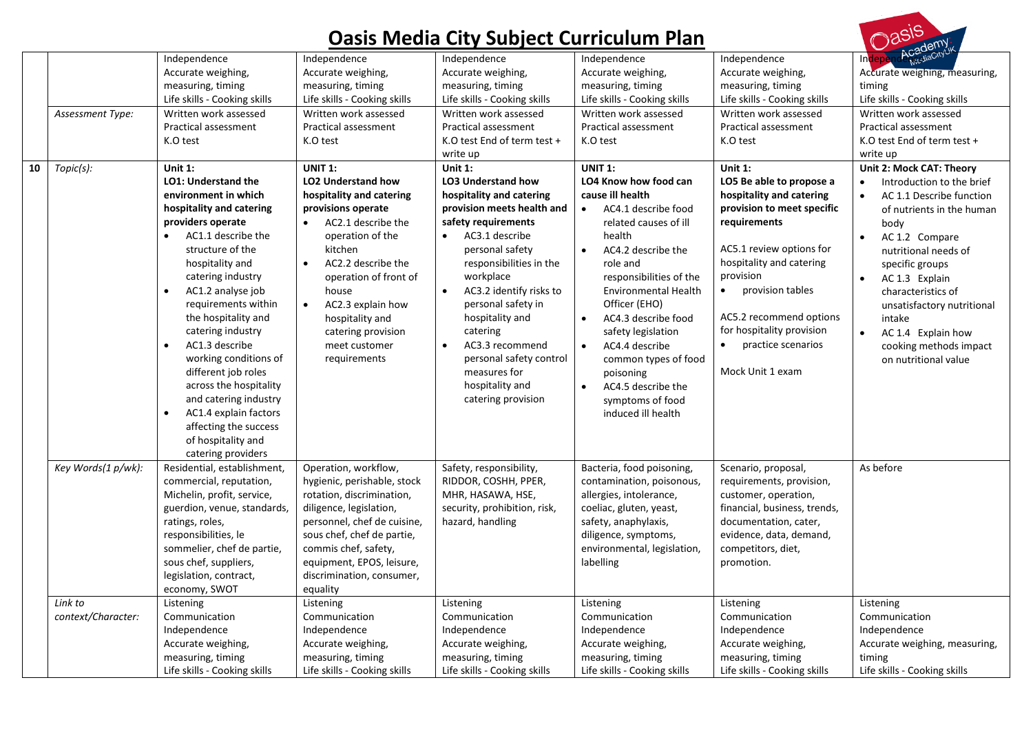# Oasis Media City Subject Curriculum Plan

| | | | | | | | |
|---|---|---|---|---|---|---|---|
| | | Independence<br>Accurate weighing, measuring, timing<br>Life skills - Cooking skills | Independence<br>Accurate weighing, measuring, timing<br>Life skills - Cooking skills | Independence<br>Accurate weighing, measuring, timing<br>Life skills - Cooking skills | Independence<br>Accurate weighing, measuring, timing<br>Life skills - Cooking skills | Independence<br>Accurate weighing, measuring, timing<br>Life skills - Cooking skills | Independence<br>Accurate weighing, measuring, timing<br>Life skills - Cooking skills |
| | *Assessment Type:* | Written work assessed<br>Practical assessment<br>K.O test | Written work assessed<br>Practical assessment<br>K.O test | Written work assessed<br>Practical assessment<br>K.O test End of term test + write up | Written work assessed<br>Practical assessment<br>K.O test | Written work assessed<br>Practical assessment<br>K.O test | Written work assessed<br>Practical assessment<br>K.O test End of term test + write up |
| **10** | *Topic(s):* | **Unit 1:**<br>**LO1: Understand the environment in which hospitality and catering providers operate**<br>• AC1.1 describe the structure of the hospitality and catering industry<br>• AC1.2 analyse job requirements within the hospitality and catering industry<br>• AC1.3 describe working conditions of different job roles across the hospitality and catering industry<br>• AC1.4 explain factors affecting the success of hospitality and catering providers | **UNIT 1:**<br>**LO2 Understand how hospitality and catering provisions operate**<br>• AC2.1 describe the operation of the kitchen<br>• AC2.2 describe the operation of front of house<br>• AC2.3 explain how hospitality and catering provision meet customer requirements | **Unit 1:**<br>**LO3 Understand how hospitality and catering provision meets health and safety requirements**<br>• AC3.1 describe personal safety responsibilities in the workplace<br>• AC3.2 identify risks to personal safety in hospitality and catering<br>• AC3.3 recommend personal safety control measures for hospitality and catering provision | **UNIT 1:**<br>**LO4 Know how food can cause ill health**<br>• AC4.1 describe food related causes of ill health<br>• AC4.2 describe the role and responsibilities of the Environmental Health Officer (EHO)<br>• AC4.3 describe food safety legislation<br>• AC4.4 describe common types of food poisoning<br>• AC4.5 describe the symptoms of food induced ill health | **Unit 1:**<br>**LO5 Be able to propose a hospitality and catering provision to meet specific requirements**<br><br>AC5.1 review options for hospitality and catering provision<br>• provision tables<br><br>AC5.2 recommend options for hospitality provision<br>• practice scenarios<br><br>Mock Unit 1 exam | **Unit 2: Mock CAT: Theory**<br>• Introduction to the brief<br>• AC 1.1 Describe function of nutrients in the human body<br>• AC 1.2 Compare nutritional needs of specific groups<br>• AC 1.3 Explain characteristics of unsatisfactory nutritional intake<br>• AC 1.4 Explain how cooking methods impact on nutritional value |
| | *Key Words(1 p/wk):* | Residential, establishment, commercial, reputation, Michelin, profit, service, guerdion, venue, standards, ratings, roles, responsibilities, le sommelier, chef de partie, sous chef, suppliers, legislation, contract, economy, SWOT | Operation, workflow, hygienic, perishable, stock rotation, discrimination, diligence, legislation, personnel, chef de cuisine, sous chef, chef de partie, commis chef, safety, equipment, EPOS, leisure, discrimination, consumer, equality | Safety, responsibility, RIDDOR, COSHH, PPER, MHR, HASAWA, HSE, security, prohibition, risk, hazard, handling | Bacteria, food poisoning, contamination, poisonous, allergies, intolerance, coeliac, gluten, yeast, safety, anaphylaxis, diligence, symptoms, environmental, legislation, labelling | Scenario, proposal, requirements, provision, customer, operation, financial, business, trends, documentation, cater, evidence, data, demand, competitors, diet, promotion. | As before |
| | *Link to context/Character:* | Listening<br>Communication<br>Independence<br>Accurate weighing, measuring, timing<br>Life skills - Cooking skills | Listening<br>Communication<br>Independence<br>Accurate weighing, measuring, timing<br>Life skills - Cooking skills | Listening<br>Communication<br>Independence<br>Accurate weighing, measuring, timing<br>Life skills - Cooking skills | Listening<br>Communication<br>Independence<br>Accurate weighing, measuring, timing<br>Life skills - Cooking skills | Listening<br>Communication<br>Independence<br>Accurate weighing, measuring, timing<br>Life skills - Cooking skills | Listening<br>Communication<br>Independence<br>Accurate weighing, measuring, timing<br>Life skills - Cooking skills |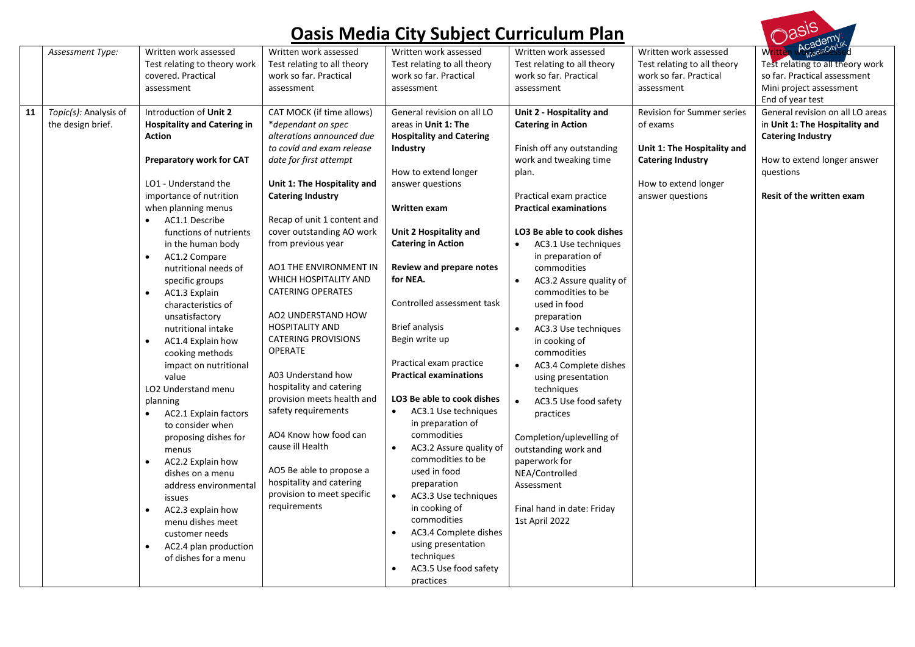# Oasis Media City Subject Curriculum Plan

| | | | | | | | |
|---|---|---|---|---|---|---|---|
| | *Assessment Type:* | Written work assessed<br>Test relating to theory work covered. Practical assessment | Written work assessed<br>Test relating to all theory work so far. Practical assessment | Written work assessed<br>Test relating to all theory work so far. Practical assessment | Written work assessed<br>Test relating to all theory work so far. Practical assessment | Written work assessed<br>Test relating to all theory work so far. Practical assessment | Written work assessed<br>Test relating to all theory work so far. Practical assessment<br>Mini project assessment<br>End of year test |
| **11** | *Topic(s):* Analysis of the design brief. | Introduction of **Unit 2 Hospitality and Catering in Action**<br><br>**Preparatory work for CAT**<br><br>LO1 - Understand the importance of nutrition when planning menus<br>• AC1.1 Describe functions of nutrients in the human body<br>• AC1.2 Compare nutritional needs of specific groups<br>• AC1.3 Explain characteristics of unsatisfactory nutritional intake<br>• AC1.4 Explain how cooking methods impact on nutritional value<br>LO2 Understand menu planning<br>• AC2.1 Explain factors to consider when proposing dishes for menus<br>• AC2.2 Explain how dishes on a menu address environmental issues<br>• AC2.3 explain how menu dishes meet customer needs<br>• AC2.4 plan production of dishes for a menu | CAT MOCK (if time allows) *\*dependant on spec alterations announced due to covid and exam release date for first attempt*<br><br>**Unit 1: The Hospitality and Catering Industry**<br><br>Recap of unit 1 content and cover outstanding AO work from previous year<br><br>AO1 THE ENVIRONMENT IN WHICH HOSPITALITY AND CATERING OPERATES<br><br>AO2 UNDERSTAND HOW HOSPITALITY AND CATERING PROVISIONS OPERATE<br><br>A03 Understand how hospitality and catering provision meets health and safety requirements<br><br>AO4 Know how food can cause ill Health<br><br>AO5 Be able to propose a hospitality and catering provision to meet specific requirements | General revision on all LO areas in **Unit 1: The Hospitality and Catering Industry**<br><br>How to extend longer answer questions<br><br>**Written exam**<br><br>**Unit 2 Hospitality and Catering in Action**<br><br>**Review and prepare notes for NEA.**<br><br>Controlled assessment task<br><br>Brief analysis<br>Begin write up<br><br>Practical exam practice<br>**Practical examinations**<br><br>**LO3 Be able to cook dishes**<br>• AC3.1 Use techniques in preparation of commodities<br>• AC3.2 Assure quality of commodities to be used in food preparation<br>• AC3.3 Use techniques in cooking of commodities<br>• AC3.4 Complete dishes using presentation techniques<br>• AC3.5 Use food safety practices | **Unit 2 - Hospitality and Catering in Action**<br><br>Finish off any outstanding work and tweaking time plan.<br><br>Practical exam practice<br>**Practical examinations**<br><br>**LO3 Be able to cook dishes**<br>• AC3.1 Use techniques in preparation of commodities<br>• AC3.2 Assure quality of commodities to be used in food preparation<br>• AC3.3 Use techniques in cooking of commodities<br>• AC3.4 Complete dishes using presentation techniques<br>• AC3.5 Use food safety practices<br><br>Completion/uplevelling of outstanding work and paperwork for NEA/Controlled Assessment<br><br>Final hand in date: Friday 1st April 2022 | Revision for Summer series of exams<br><br>**Unit 1: The Hospitality and Catering Industry**<br><br>How to extend longer answer questions | General revision on all LO areas in **Unit 1: The Hospitality and Catering Industry**<br><br>How to extend longer answer questions<br><br>**Resit of the written exam** |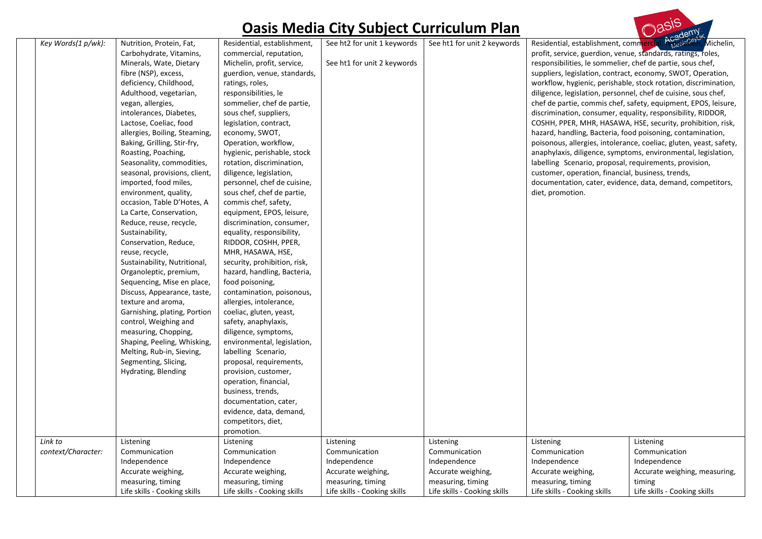# Oasis Media City Subject Curriculum Plan

| | | | | | | |
|---|---|---|---|---|---|---|
| *Key Words(1 p/wk):* | Nutrition, Protein, Fat, Carbohydrate, Vitamins, Minerals, Wate, Dietary fibre (NSP), excess, deficiency, Childhood, Adulthood, vegetarian, vegan, allergies, intolerances, Diabetes, Lactose, Coeliac, food allergies, Boiling, Steaming, Baking, Grilling, Stir-fry, Roasting, Poaching, Seasonality, commodities, seasonal, provisions, client, imported, food miles, environment, quality, occasion, Table D'Hotes, A La Carte, Conservation, Reduce, reuse, recycle, Sustainability, Conservation, Reduce, reuse, recycle, Sustainability, Nutritional, Organoleptic, premium, Sequencing, Mise en place, Discuss, Appearance, taste, texture and aroma, Garnishing, plating, Portion control, Weighing and measuring, Chopping, Shaping, Peeling, Whisking, Melting, Rub-in, Sieving, Segmenting, Slicing, Hydrating, Blending | Residential, establishment, commercial, reputation, Michelin, profit, service, guerdion, venue, standards, ratings, roles, responsibilities, le sommelier, chef de partie, sous chef, suppliers, legislation, contract, economy, SWOT, Operation, workflow, hygienic, perishable, stock rotation, discrimination, diligence, legislation, personnel, chef de cuisine, sous chef, chef de partie, commis chef, safety, equipment, EPOS, leisure, discrimination, consumer, equality, responsibility, RIDDOR, COSHH, PPER, MHR, HASAWA, HSE, security, prohibition, risk, hazard, handling, Bacteria, food poisoning, contamination, poisonous, allergies, intolerance, coeliac, gluten, yeast, safety, anaphylaxis, diligence, symptoms, environmental, legislation, labelling Scenario, proposal, requirements, provision, customer, operation, financial, business, trends, documentation, cater, evidence, data, demand, competitors, diet, promotion. | See ht2 for unit 1 keywords<br><br>See ht1 for unit 2 keywords | See ht1 for unit 2 keywords | Residential, establishment, commercial, reputation, Michelin, profit, service, guerdion, venue, standards, ratings, roles, responsibilities, le sommelier, chef de partie, sous chef, suppliers, legislation, contract, economy, SWOT, Operation, workflow, hygienic, perishable, stock rotation, discrimination, diligence, legislation, personnel, chef de cuisine, sous chef, chef de partie, commis chef, safety, equipment, EPOS, leisure, discrimination, consumer, equality, responsibility, RIDDOR, COSHH, PPER, MHR, HASAWA, HSE, security, prohibition, risk, hazard, handling, Bacteria, food poisoning, contamination, poisonous, allergies, intolerance, coeliac, gluten, yeast, safety, anaphylaxis, diligence, symptoms, environmental, legislation, labelling Scenario, proposal, requirements, provision, customer, operation, financial, business, trends, documentation, cater, evidence, data, demand, competitors, diet, promotion. | |
| *Link to context/Character:* | Listening<br>Communication<br>Independence<br>Accurate weighing, measuring, timing<br>Life skills - Cooking skills | Listening<br>Communication<br>Independence<br>Accurate weighing, measuring, timing<br>Life skills - Cooking skills | Listening<br>Communication<br>Independence<br>Accurate weighing, measuring, timing<br>Life skills - Cooking skills | Listening<br>Communication<br>Independence<br>Accurate weighing, measuring, timing<br>Life skills - Cooking skills | Listening<br>Communication<br>Independence<br>Accurate weighing, measuring, timing<br>Life skills - Cooking skills | Listening<br>Communication<br>Independence<br>Accurate weighing, measuring, timing<br>Life skills - Cooking skills |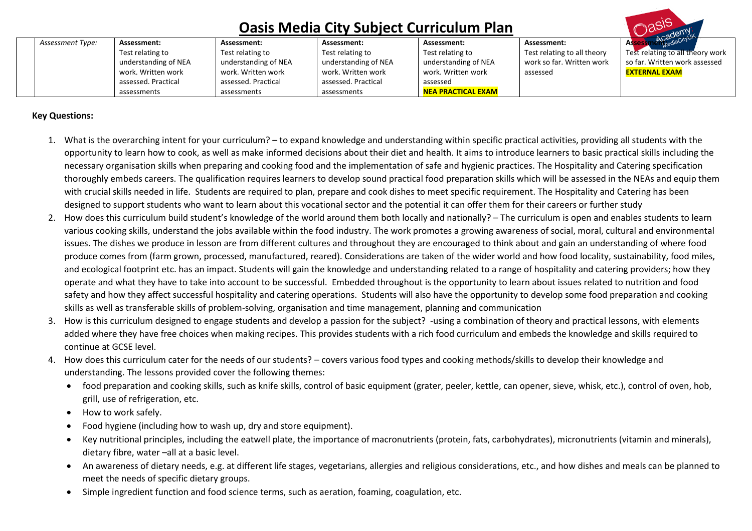# Oasis Media City Subject Curriculum Plan

| | Assessment Type: | Assessment: Test relating to understanding of NEA work. Written work assessed. Practical assessments | Assessment: Test relating to understanding of NEA work. Written work assessed. Practical assessments | Assessment: Test relating to understanding of NEA work. Written work assessed. Practical assessments | Assessment: Test relating to understanding of NEA work. Written work assessed **NEA PRACTICAL EXAM** | Assessment: Test relating to all theory work so far. Written work assessed | Assessment: Test relating to all theory work so far. Written work assessed **EXTERNAL EXAM** |
|---|---|---|---|---|---|---|---|

**Key Questions:**

1. What is the overarching intent for your curriculum? – to expand knowledge and understanding within specific practical activities, providing all students with the opportunity to learn how to cook, as well as make informed decisions about their diet and health. It aims to introduce learners to basic practical skills including the necessary organisation skills when preparing and cooking food and the implementation of safe and hygienic practices. The Hospitality and Catering specification thoroughly embeds careers. The qualification requires learners to develop sound practical food preparation skills which will be assessed in the NEAs and equip them with crucial skills needed in life. Students are required to plan, prepare and cook dishes to meet specific requirement. The Hospitality and Catering has been designed to support students who want to learn about this vocational sector and the potential it can offer them for their careers or further study
2. How does this curriculum build student's knowledge of the world around them both locally and nationally? – The curriculum is open and enables students to learn various cooking skills, understand the jobs available within the food industry. The work promotes a growing awareness of social, moral, cultural and environmental issues. The dishes we produce in lesson are from different cultures and throughout they are encouraged to think about and gain an understanding of where food produce comes from (farm grown, processed, manufactured, reared). Considerations are taken of the wider world and how food locality, sustainability, food miles, and ecological footprint etc. has an impact. Students will gain the knowledge and understanding related to a range of hospitality and catering providers; how they operate and what they have to take into account to be successful. Embedded throughout is the opportunity to learn about issues related to nutrition and food safety and how they affect successful hospitality and catering operations. Students will also have the opportunity to develop some food preparation and cooking skills as well as transferable skills of problem-solving, organisation and time management, planning and communication
3. How is this curriculum designed to engage students and develop a passion for the subject? -using a combination of theory and practical lessons, with elements added where they have free choices when making recipes. This provides students with a rich food curriculum and embeds the knowledge and skills required to continue at GCSE level.
4. How does this curriculum cater for the needs of our students? – covers various food types and cooking methods/skills to develop their knowledge and understanding. The lessons provided cover the following themes:
   - food preparation and cooking skills, such as knife skills, control of basic equipment (grater, peeler, kettle, can opener, sieve, whisk, etc.), control of oven, hob, grill, use of refrigeration, etc.
   - How to work safely.
   - Food hygiene (including how to wash up, dry and store equipment).
   - Key nutritional principles, including the eatwell plate, the importance of macronutrients (protein, fats, carbohydrates), micronutrients (vitamin and minerals), dietary fibre, water –all at a basic level.
   - An awareness of dietary needs, e.g. at different life stages, vegetarians, allergies and religious considerations, etc., and how dishes and meals can be planned to meet the needs of specific dietary groups.
   - Simple ingredient function and food science terms, such as aeration, foaming, coagulation, etc.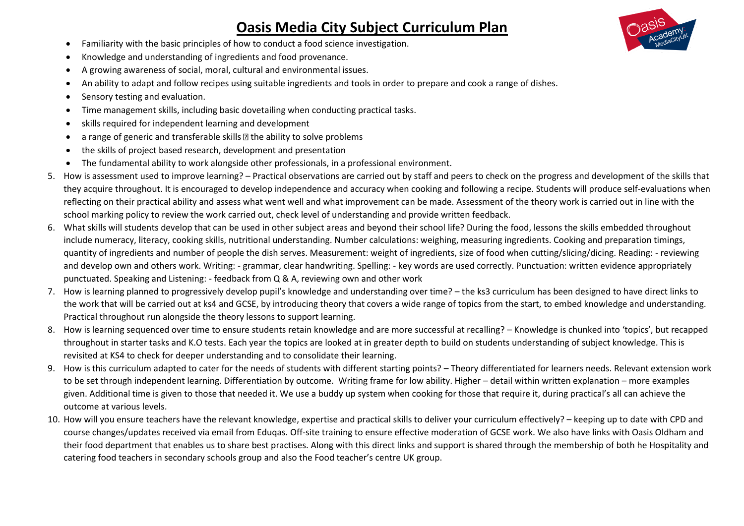# Oasis Media City Subject Curriculum Plan

- Familiarity with the basic principles of how to conduct a food science investigation.
- Knowledge and understanding of ingredients and food provenance.
- A growing awareness of social, moral, cultural and environmental issues.
- An ability to adapt and follow recipes using suitable ingredients and tools in order to prepare and cook a range of dishes.
- Sensory testing and evaluation.
- Time management skills, including basic dovetailing when conducting practical tasks.
- skills required for independent learning and development
- a range of generic and transferable skills  the ability to solve problems
- the skills of project based research, development and presentation
- The fundamental ability to work alongside other professionals, in a professional environment.

5. How is assessment used to improve learning? – Practical observations are carried out by staff and peers to check on the progress and development of the skills that they acquire throughout. It is encouraged to develop independence and accuracy when cooking and following a recipe. Students will produce self-evaluations when reflecting on their practical ability and assess what went well and what improvement can be made. Assessment of the theory work is carried out in line with the school marking policy to review the work carried out, check level of understanding and provide written feedback.
6. What skills will students develop that can be used in other subject areas and beyond their school life? During the food, lessons the skills embedded throughout include numeracy, literacy, cooking skills, nutritional understanding. Number calculations: weighing, measuring ingredients. Cooking and preparation timings, quantity of ingredients and number of people the dish serves. Measurement: weight of ingredients, size of food when cutting/slicing/dicing. Reading: - reviewing and develop own and others work. Writing: - grammar, clear handwriting. Spelling: - key words are used correctly. Punctuation: written evidence appropriately punctuated. Speaking and Listening: - feedback from Q & A, reviewing own and other work
7. How is learning planned to progressively develop pupil's knowledge and understanding over time? – the ks3 curriculum has been designed to have direct links to the work that will be carried out at ks4 and GCSE, by introducing theory that covers a wide range of topics from the start, to embed knowledge and understanding. Practical throughout run alongside the theory lessons to support learning.
8. How is learning sequenced over time to ensure students retain knowledge and are more successful at recalling? – Knowledge is chunked into 'topics', but recapped throughout in starter tasks and K.O tests. Each year the topics are looked at in greater depth to build on students understanding of subject knowledge. This is revisited at KS4 to check for deeper understanding and to consolidate their learning.
9. How is this curriculum adapted to cater for the needs of students with different starting points? – Theory differentiated for learners needs. Relevant extension work to be set through independent learning. Differentiation by outcome. Writing frame for low ability. Higher – detail within written explanation – more examples given. Additional time is given to those that needed it. We use a buddy up system when cooking for those that require it, during practical's all can achieve the outcome at various levels.
10. How will you ensure teachers have the relevant knowledge, expertise and practical skills to deliver your curriculum effectively? – keeping up to date with CPD and course changes/updates received via email from Eduqas. Off-site training to ensure effective moderation of GCSE work. We also have links with Oasis Oldham and their food department that enables us to share best practises. Along with this direct links and support is shared through the membership of both he Hospitality and catering food teachers in secondary schools group and also the Food teacher's centre UK group.